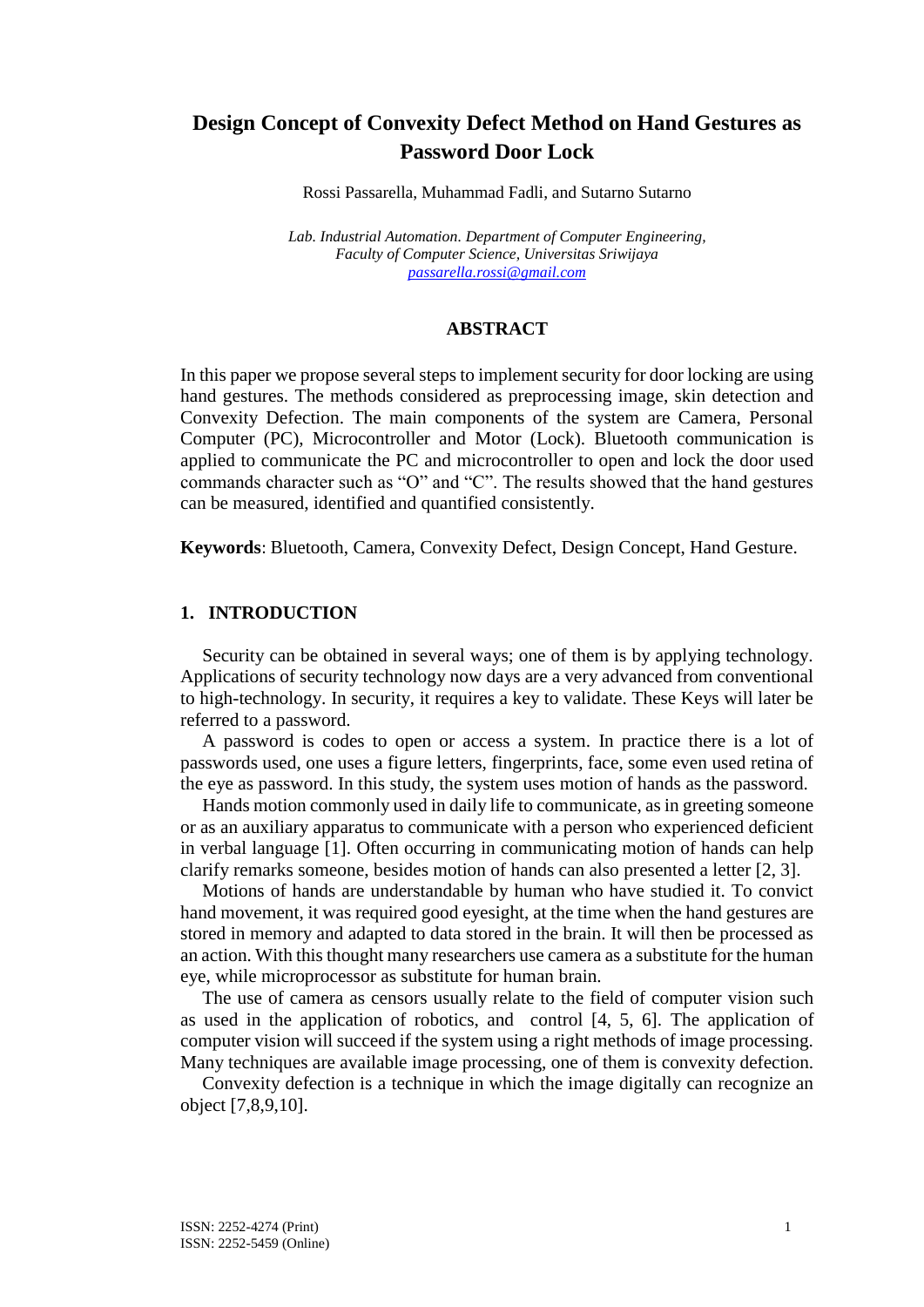# Design Concept of Convexity Defect Method on Hand Gestures as Password Door Lock

Rossi Passarella, Muhammad Fadli, and Sutarno Sutarno

*Lab. Industrial Automation. Department of Computer Engineering, Faculty of Computer Science, Universitas Sriwijaya*
*passarella.rossi@gmail.com*

## ABSTRACT

In this paper we propose several steps to implement security for door locking are using hand gestures. The methods considered as preprocessing image, skin detection and Convexity Defection. The main components of the system are Camera, Personal Computer (PC), Microcontroller and Motor (Lock). Bluetooth communication is applied to communicate the PC and microcontroller to open and lock the door used commands character such as "O" and "C". The results showed that the hand gestures can be measured, identified and quantified consistently.

**Keywords**: Bluetooth, Camera, Convexity Defect, Design Concept, Hand Gesture.

## 1. INTRODUCTION

Security can be obtained in several ways; one of them is by applying technology. Applications of security technology now days are a very advanced from conventional to high-technology. In security, it requires a key to validate. These Keys will later be referred to a password.

A password is codes to open or access a system. In practice there is a lot of passwords used, one uses a figure letters, fingerprints, face, some even used retina of the eye as password. In this study, the system uses motion of hands as the password.

Hands motion commonly used in daily life to communicate, as in greeting someone or as an auxiliary apparatus to communicate with a person who experienced deficient in verbal language [1]. Often occurring in communicating motion of hands can help clarify remarks someone, besides motion of hands can also presented a letter [2, 3].

Motions of hands are understandable by human who have studied it. To convict hand movement, it was required good eyesight, at the time when the hand gestures are stored in memory and adapted to data stored in the brain. It will then be processed as an action. With this thought many researchers use camera as a substitute for the human eye, while microprocessor as substitute for human brain.

The use of camera as censors usually relate to the field of computer vision such as used in the application of robotics, and control [4, 5, 6]. The application of computer vision will succeed if the system using a right methods of image processing. Many techniques are available image processing, one of them is convexity defection.

Convexity defection is a technique in which the image digitally can recognize an object [7,8,9,10].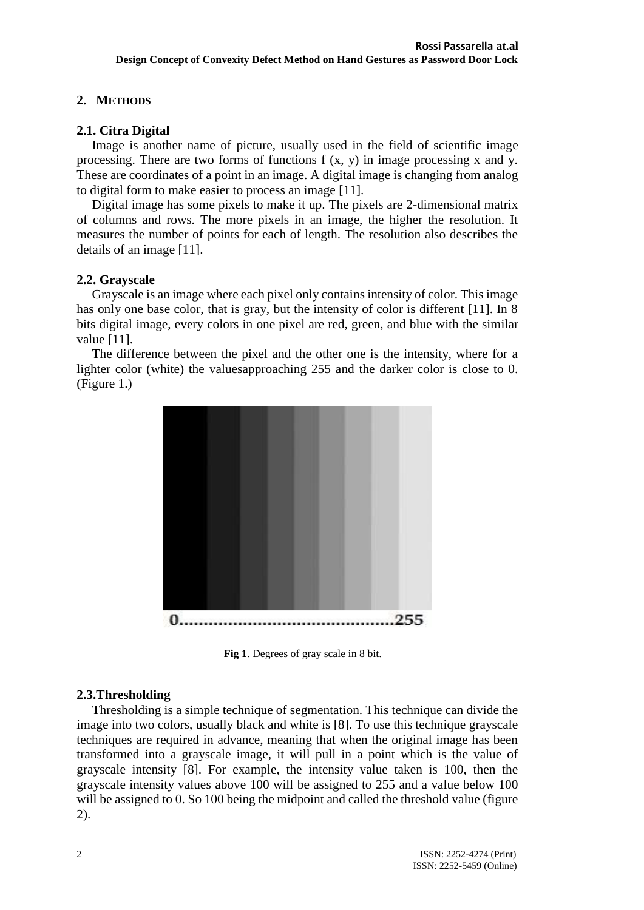## 2. METHODS

### 2.1. Citra Digital

Image is another name of picture, usually used in the field of scientific image processing. There are two forms of functions f (x, y) in image processing x and y. These are coordinates of a point in an image. A digital image is changing from analog to digital form to make easier to process an image [11].

Digital image has some pixels to make it up. The pixels are 2-dimensional matrix of columns and rows. The more pixels in an image, the higher the resolution. It measures the number of points for each of length. The resolution also describes the details of an image [11].

### 2.2. Grayscale

Grayscale is an image where each pixel only contains intensity of color. This image has only one base color, that is gray, but the intensity of color is different [11]. In 8 bits digital image, every colors in one pixel are red, green, and blue with the similar value [11].

The difference between the pixel and the other one is the intensity, where for a lighter color (white) the valuesapproaching 255 and the darker color is close to 0. (Figure 1.)

0...........................................255

**Fig 1**. Degrees of gray scale in 8 bit.

### 2.3.Thresholding

Thresholding is a simple technique of segmentation. This technique can divide the image into two colors, usually black and white is [8]. To use this technique grayscale techniques are required in advance, meaning that when the original image has been transformed into a grayscale image, it will pull in a point which is the value of grayscale intensity [8]. For example, the intensity value taken is 100, then the grayscale intensity values above 100 will be assigned to 255 and a value below 100 will be assigned to 0. So 100 being the midpoint and called the threshold value (figure 2).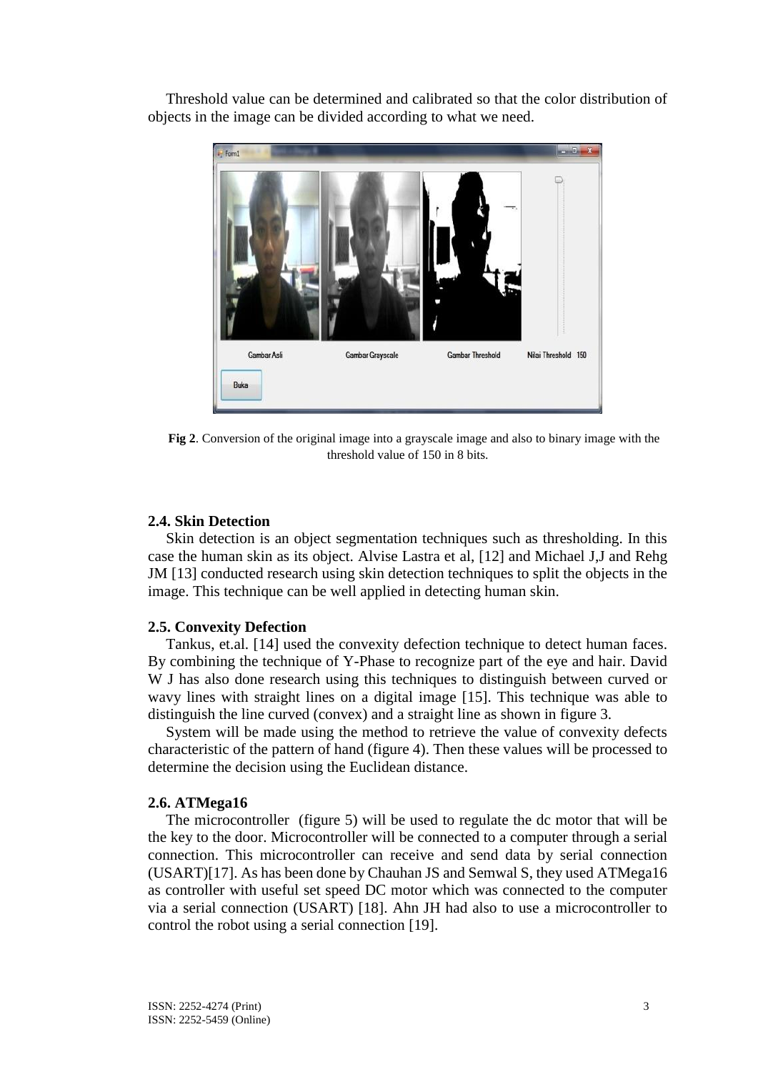Threshold value can be determined and calibrated so that the color distribution of objects in the image can be divided according to what we need.

**Fig 2**. Conversion of the original image into a grayscale image and also to binary image with the threshold value of 150 in 8 bits.

### 2.4. Skin Detection

Skin detection is an object segmentation techniques such as thresholding. In this case the human skin as its object. Alvise Lastra et al, [12] and Michael J,J and Rehg JM [13] conducted research using skin detection techniques to split the objects in the image. This technique can be well applied in detecting human skin.

### 2.5. Convexity Defection

Tankus, et.al. [14] used the convexity defection technique to detect human faces. By combining the technique of Y-Phase to recognize part of the eye and hair. David W J has also done research using this techniques to distinguish between curved or wavy lines with straight lines on a digital image [15]. This technique was able to distinguish the line curved (convex) and a straight line as shown in figure 3.

System will be made using the method to retrieve the value of convexity defects characteristic of the pattern of hand (figure 4). Then these values will be processed to determine the decision using the Euclidean distance.

### 2.6. ATMega16

The microcontroller (figure 5) will be used to regulate the dc motor that will be the key to the door. Microcontroller will be connected to a computer through a serial connection. This microcontroller can receive and send data by serial connection (USART)[17]. As has been done by Chauhan JS and Semwal S, they used ATMega16 as controller with useful set speed DC motor which was connected to the computer via a serial connection (USART) [18]. Ahn JH had also to use a microcontroller to control the robot using a serial connection [19].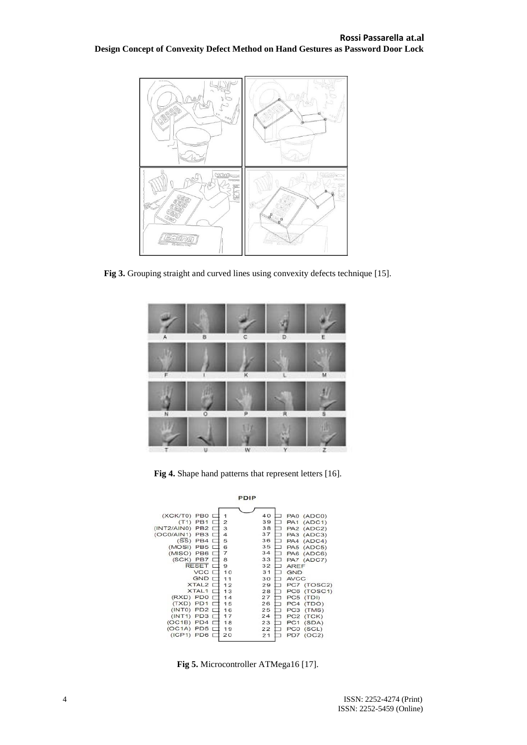**Fig 3.** Grouping straight and curved lines using convexity defects technique [15].

**Fig 4.** Shape hand patterns that represent letters [16].

**Fig 5.** Microcontroller ATMega16 [17].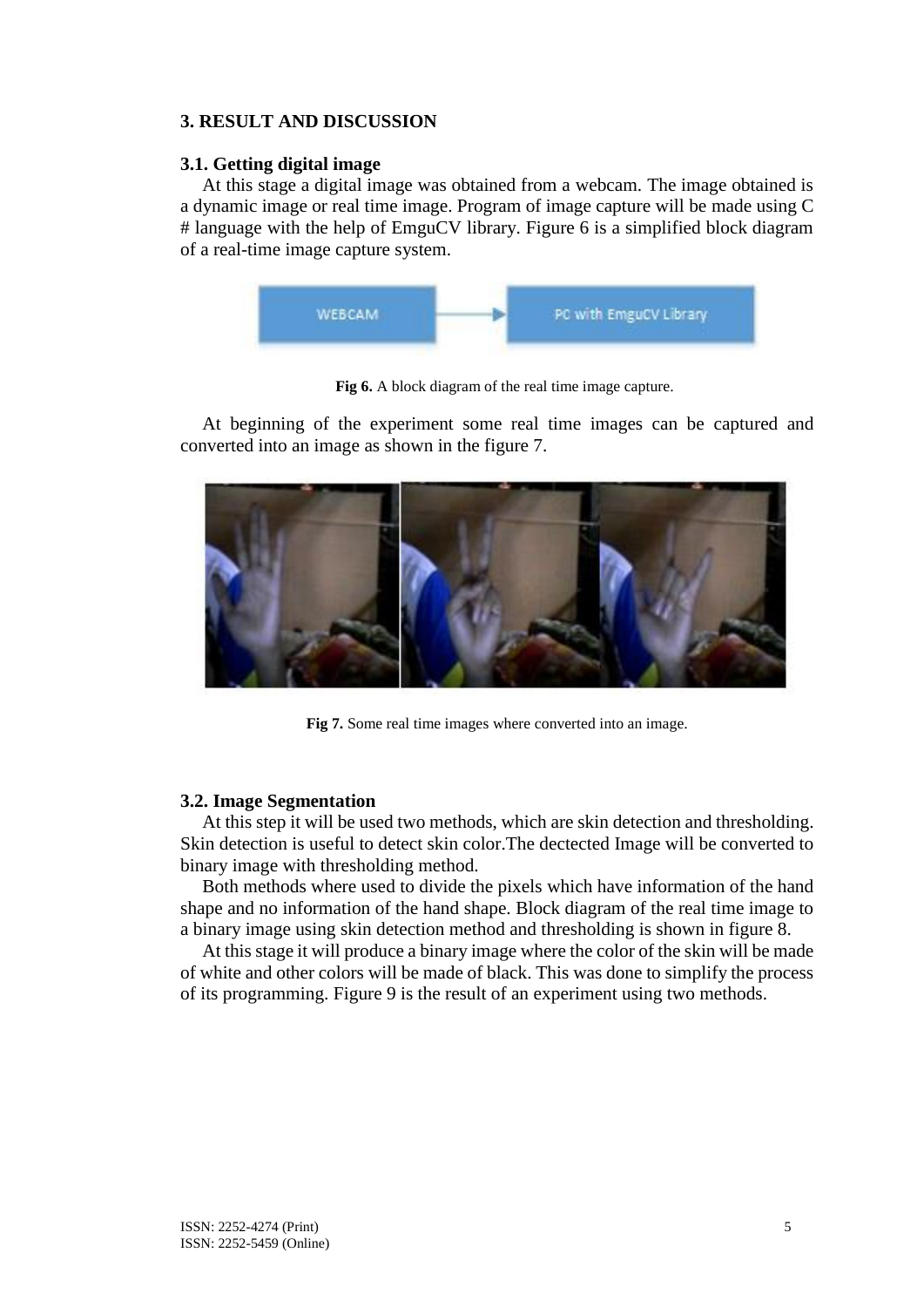## 3. RESULT AND DISCUSSION

### 3.1. Getting digital image

At this stage a digital image was obtained from a webcam. The image obtained is a dynamic image or real time image. Program of image capture will be made using C # language with the help of EmguCV library. Figure 6 is a simplified block diagram of a real-time image capture system.

**Fig 6.** A block diagram of the real time image capture.

At beginning of the experiment some real time images can be captured and converted into an image as shown in the figure 7.

**Fig 7.** Some real time images where converted into an image.

### 3.2. Image Segmentation

At this step it will be used two methods, which are skin detection and thresholding. Skin detection is useful to detect skin color.The dectected Image will be converted to binary image with thresholding method.

Both methods where used to divide the pixels which have information of the hand shape and no information of the hand shape. Block diagram of the real time image to a binary image using skin detection method and thresholding is shown in figure 8.

At this stage it will produce a binary image where the color of the skin will be made of white and other colors will be made of black. This was done to simplify the process of its programming. Figure 9 is the result of an experiment using two methods.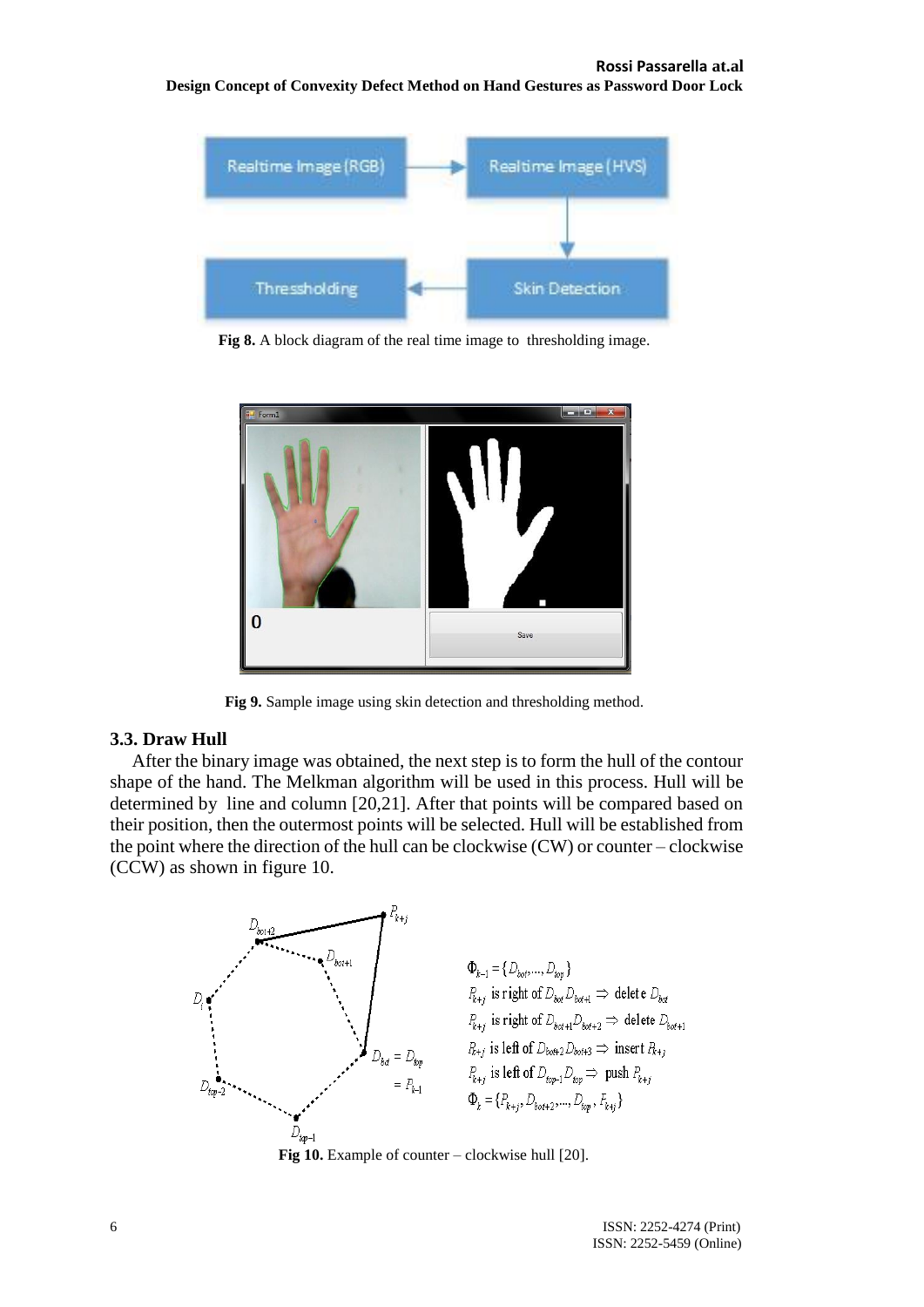**Fig 8.** A block diagram of the real time image to thresholding image.

**Fig 9.** Sample image using skin detection and thresholding method.

### 3.3. Draw Hull

After the binary image was obtained, the next step is to form the hull of the contour shape of the hand. The Melkman algorithm will be used in this process. Hull will be determined by line and column [20,21]. After that points will be compared based on their position, then the outermost points will be selected. Hull will be established from the point where the direction of the hull can be clockwise (CW) or counter – clockwise (CCW) as shown in figure 10.

$\Phi_{k-1} = \{D_{bot}, ..., D_{top}\}$

$P_{k+j}$ is right of $D_{bot}D_{bot+1} \Rightarrow$ delete $D_{bot}$

$P_{k+j}$ is right of $D_{bot+1}D_{bot+2} \Rightarrow$ delete $D_{bot+1}$

$P_{k+j}$ is left of $D_{bot+2}D_{bot+3} \Rightarrow$ insert $P_{k+j}$

$P_{k+j}$ is left of $D_{top-1}D_{top} \Rightarrow$ push $P_{k+j}$

$\Phi_k = \{P_{k+j}, D_{bot+2}, ..., D_{top}, P_{k+j}\}$

**Fig 10.** Example of counter – clockwise hull [20].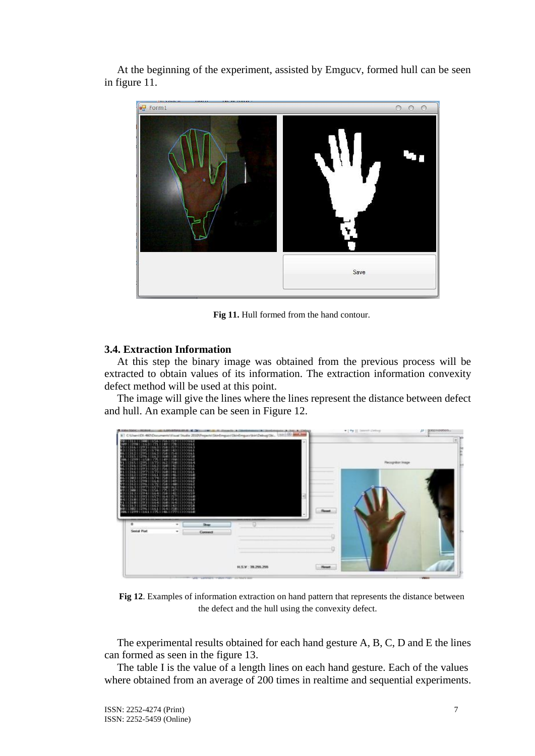At the beginning of the experiment, assisted by Emgucv, formed hull can be seen in figure 11.

**Fig 11.** Hull formed from the hand contour.

### 3.4. Extraction Information

At this step the binary image was obtained from the previous process will be extracted to obtain values of its information. The extraction information convexity defect method will be used at this point.

The image will give the lines where the lines represent the distance between defect and hull. An example can be seen in Figure 12.

**Fig 12**. Examples of information extraction on hand pattern that represents the distance between the defect and the hull using the convexity defect.

The experimental results obtained for each hand gesture A, B, C, D and E the lines can formed as seen in the figure 13.

The table I is the value of a length lines on each hand gesture. Each of the values where obtained from an average of 200 times in realtime and sequential experiments.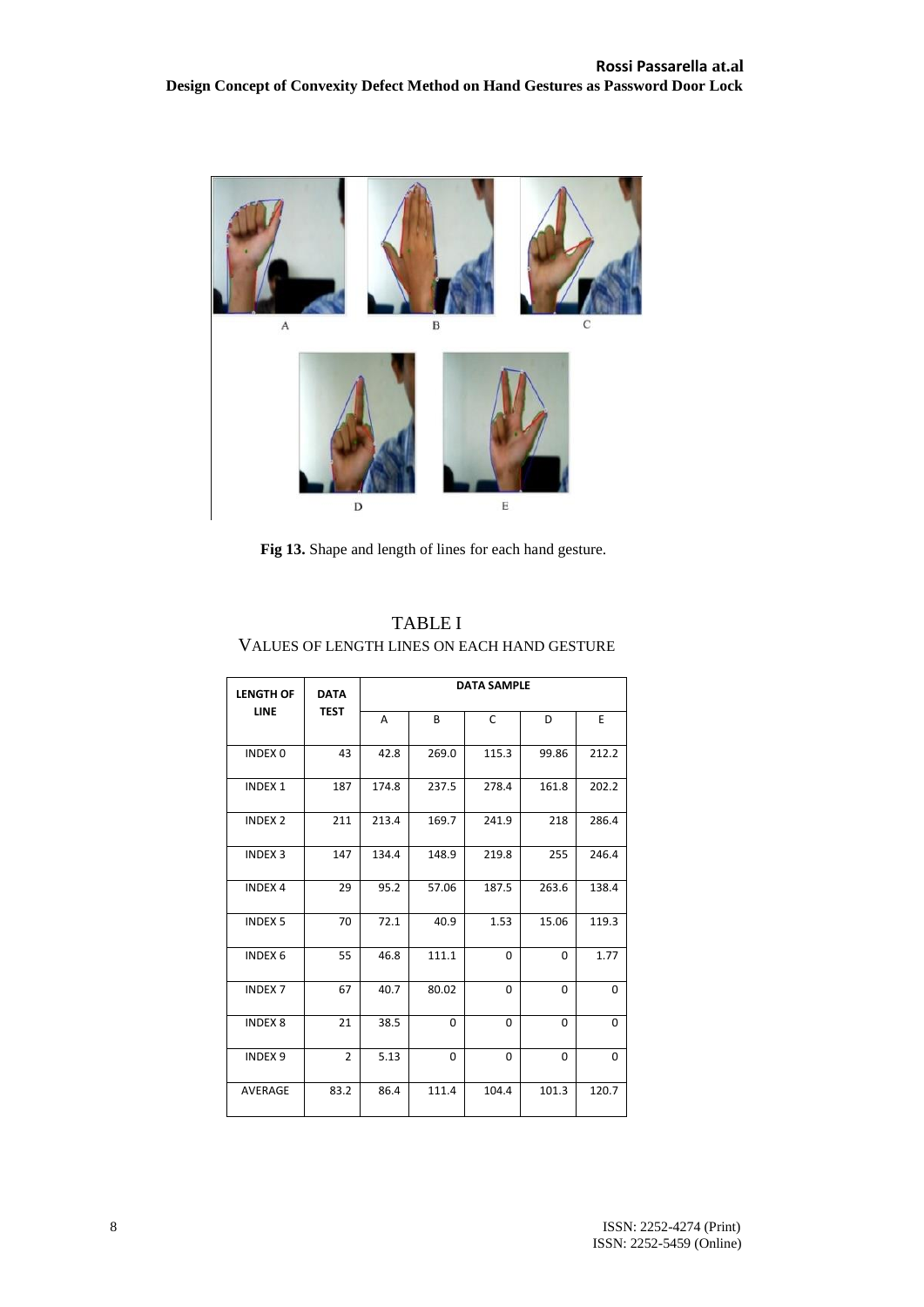Fig 13. Shape and length of lines for each hand gesture.

TABLE I
VALUES OF LENGTH LINES ON EACH HAND GESTURE

| LENGTH OF LINE | DATA TEST | DATA SAMPLE | | | | |
|---|---|---|---|---|---|---|
| | | A | B | C | D | E |
| INDEX 0 | 43 | 42.8 | 269.0 | 115.3 | 99.86 | 212.2 |
| INDEX 1 | 187 | 174.8 | 237.5 | 278.4 | 161.8 | 202.2 |
| INDEX 2 | 211 | 213.4 | 169.7 | 241.9 | 218 | 286.4 |
| INDEX 3 | 147 | 134.4 | 148.9 | 219.8 | 255 | 246.4 |
| INDEX 4 | 29 | 95.2 | 57.06 | 187.5 | 263.6 | 138.4 |
| INDEX 5 | 70 | 72.1 | 40.9 | 1.53 | 15.06 | 119.3 |
| INDEX 6 | 55 | 46.8 | 111.1 | 0 | 0 | 1.77 |
| INDEX 7 | 67 | 40.7 | 80.02 | 0 | 0 | 0 |
| INDEX 8 | 21 | 38.5 | 0 | 0 | 0 | 0 |
| INDEX 9 | 2 | 5.13 | 0 | 0 | 0 | 0 |
| AVERAGE | 83.2 | 86.4 | 111.4 | 104.4 | 101.3 | 120.7 |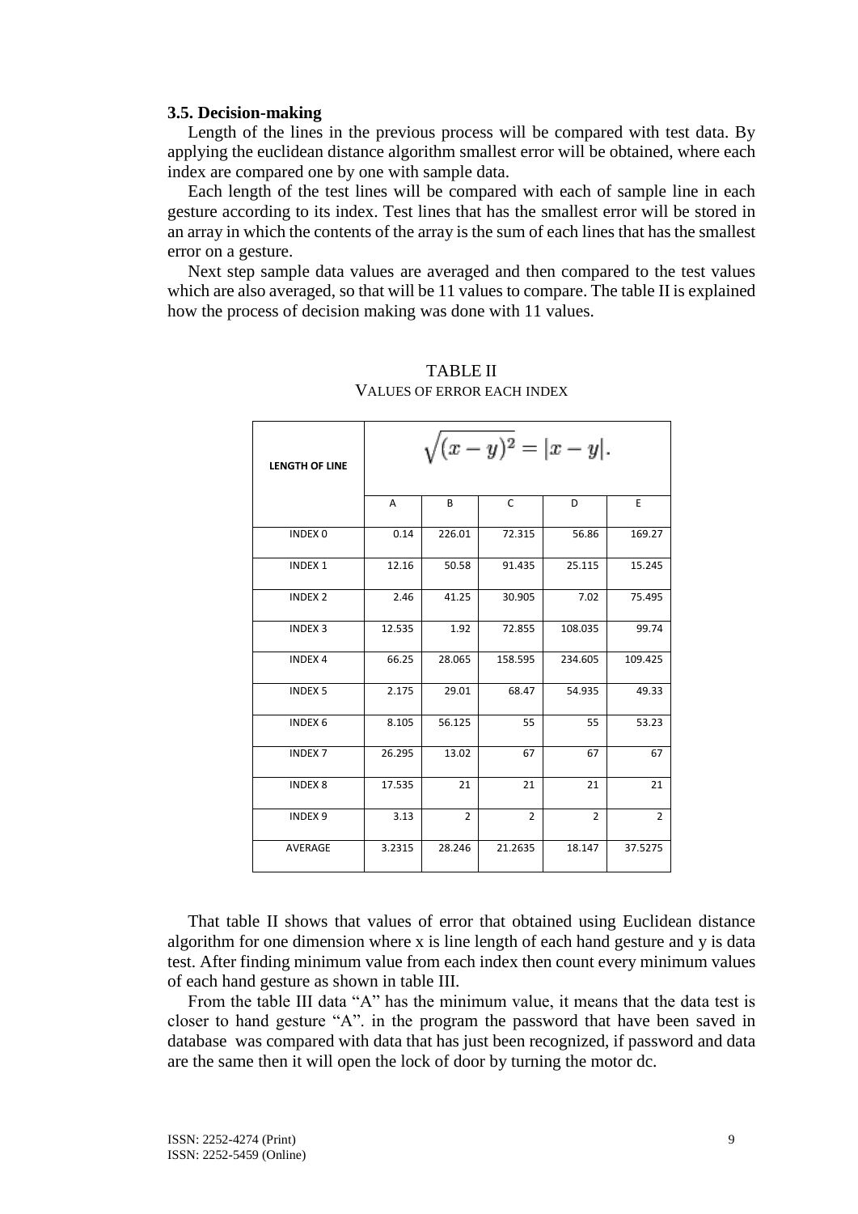### 3.5. Decision-making

Length of the lines in the previous process will be compared with test data. By applying the euclidean distance algorithm smallest error will be obtained, where each index are compared one by one with sample data.

Each length of the test lines will be compared with each of sample line in each gesture according to its index. Test lines that has the smallest error will be stored in an array in which the contents of the array is the sum of each lines that has the smallest error on a gesture.

Next step sample data values are averaged and then compared to the test values which are also averaged, so that will be 11 values to compare. The table II is explained how the process of decision making was done with 11 values.

TABLE II
VALUES OF ERROR EACH INDEX

| LENGTH OF LINE | $\sqrt{(x-y)^2} = \lvert x-y \rvert.$ | | | | |
|---|---|---|---|---|---|
| | A | B | C | D | E |
| INDEX 0 | 0.14 | 226.01 | 72.315 | 56.86 | 169.27 |
| INDEX 1 | 12.16 | 50.58 | 91.435 | 25.115 | 15.245 |
| INDEX 2 | 2.46 | 41.25 | 30.905 | 7.02 | 75.495 |
| INDEX 3 | 12.535 | 1.92 | 72.855 | 108.035 | 99.74 |
| INDEX 4 | 66.25 | 28.065 | 158.595 | 234.605 | 109.425 |
| INDEX 5 | 2.175 | 29.01 | 68.47 | 54.935 | 49.33 |
| INDEX 6 | 8.105 | 56.125 | 55 | 55 | 53.23 |
| INDEX 7 | 26.295 | 13.02 | 67 | 67 | 67 |
| INDEX 8 | 17.535 | 21 | 21 | 21 | 21 |
| INDEX 9 | 3.13 | 2 | 2 | 2 | 2 |
| AVERAGE | 3.2315 | 28.246 | 21.2635 | 18.147 | 37.5275 |

That table II shows that values of error that obtained using Euclidean distance algorithm for one dimension where x is line length of each hand gesture and y is data test. After finding minimum value from each index then count every minimum values of each hand gesture as shown in table III.

From the table III data "A" has the minimum value, it means that the data test is closer to hand gesture "A". in the program the password that have been saved in database was compared with data that has just been recognized, if password and data are the same then it will open the lock of door by turning the motor dc.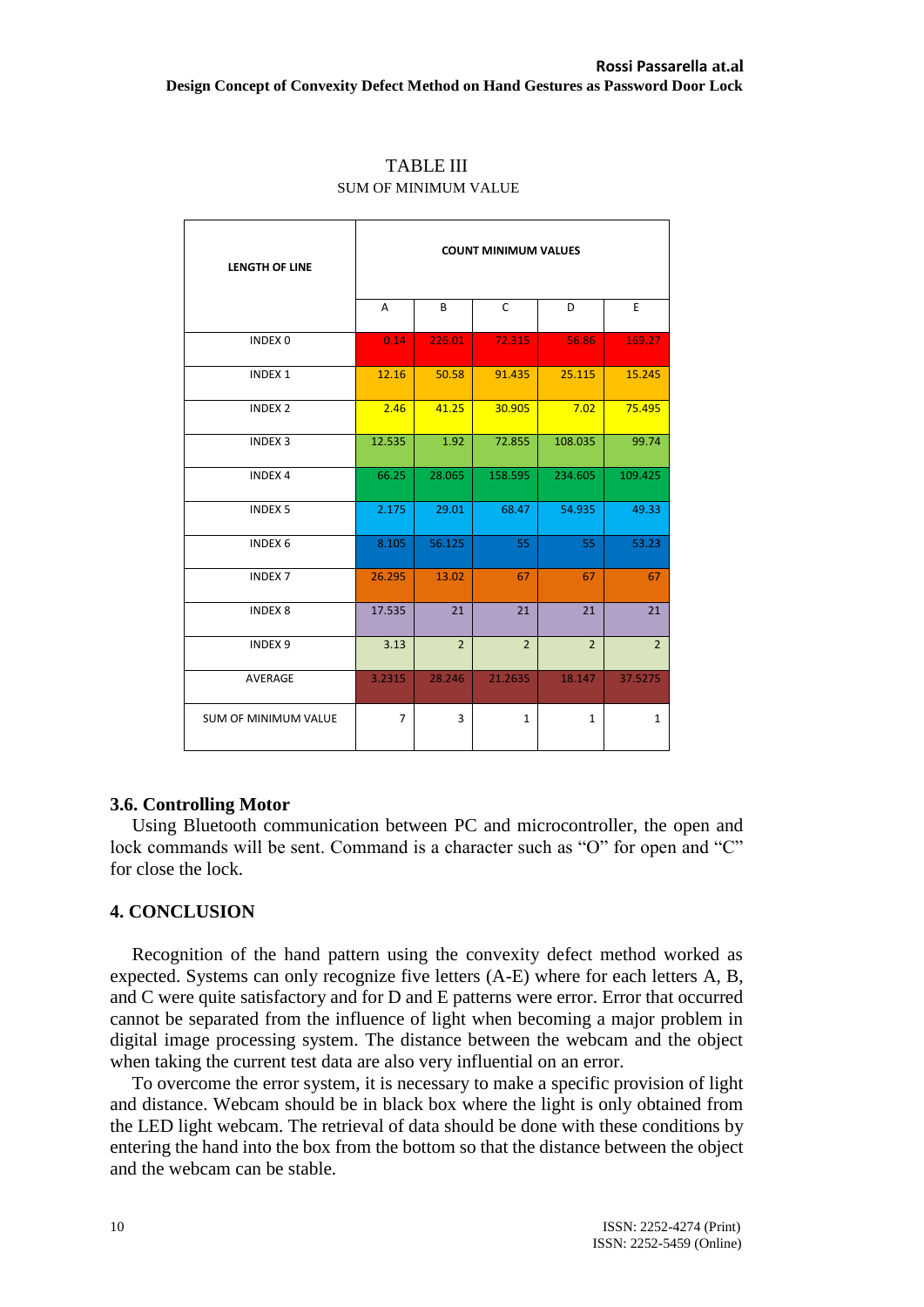TABLE III

SUM OF MINIMUM VALUE

| LENGTH OF LINE | COUNT MINIMUM VALUES | | | | |
|---|---|---|---|---|---|
| | A | B | C | D | E |
| INDEX 0 | 0.14 | 226.01 | 72.315 | 56.86 | 169.27 |
| INDEX 1 | 12.16 | 50.58 | 91.435 | 25.115 | 15.245 |
| INDEX 2 | 2.46 | 41.25 | 30.905 | 7.02 | 75.495 |
| INDEX 3 | 12.535 | 1.92 | 72.855 | 108.035 | 99.74 |
| INDEX 4 | 66.25 | 28.065 | 158.595 | 234.605 | 109.425 |
| INDEX 5 | 2.175 | 29.01 | 68.47 | 54.935 | 49.33 |
| INDEX 6 | 8.105 | 56.125 | 55 | 55 | 53.23 |
| INDEX 7 | 26.295 | 13.02 | 67 | 67 | 67 |
| INDEX 8 | 17.535 | 21 | 21 | 21 | 21 |
| INDEX 9 | 3.13 | 2 | 2 | 2 | 2 |
| AVERAGE | 3.2315 | 28.246 | 21.2635 | 18.147 | 37.5275 |
| SUM OF MINIMUM VALUE | 7 | 3 | 1 | 1 | 1 |

### 3.6. Controlling Motor

Using Bluetooth communication between PC and microcontroller, the open and lock commands will be sent. Command is a character such as "O" for open and "C" for close the lock.

## 4. CONCLUSION

Recognition of the hand pattern using the convexity defect method worked as expected. Systems can only recognize five letters (A-E) where for each letters A, B, and C were quite satisfactory and for D and E patterns were error. Error that occurred cannot be separated from the influence of light when becoming a major problem in digital image processing system. The distance between the webcam and the object when taking the current test data are also very influential on an error.

To overcome the error system, it is necessary to make a specific provision of light and distance. Webcam should be in black box where the light is only obtained from the LED light webcam. The retrieval of data should be done with these conditions by entering the hand into the box from the bottom so that the distance between the object and the webcam can be stable.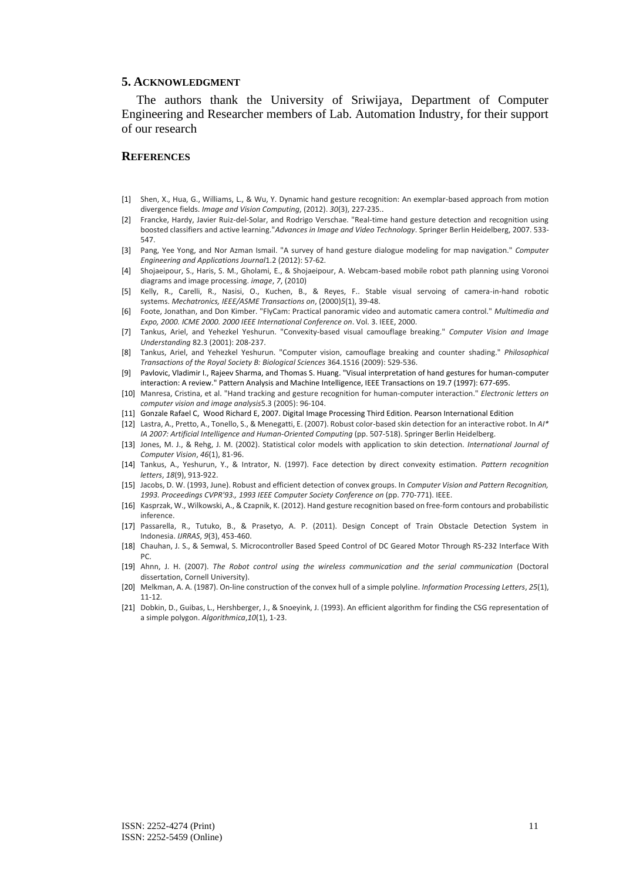## 5. ACKNOWLEDGMENT

The authors thank the University of Sriwijaya, Department of Computer Engineering and Researcher members of Lab. Automation Industry, for their support of our research

## REFERENCES

[1] Shen, X., Hua, G., Williams, L., & Wu, Y. Dynamic hand gesture recognition: An exemplar-based approach from motion divergence fields. *Image and Vision Computing*, (2012). *30*(3), 227-235..

[2] Francke, Hardy, Javier Ruiz-del-Solar, and Rodrigo Verschae. "Real-time hand gesture detection and recognition using boosted classifiers and active learning."*Advances in Image and Video Technology*. Springer Berlin Heidelberg, 2007. 533-547.

[3] Pang, Yee Yong, and Nor Azman Ismail. "A survey of hand gesture dialogue modeling for map navigation." *Computer Engineering and Applications Journal*1.2 (2012): 57-62.

[4] Shojaeipour, S., Haris, S. M., Gholami, E., & Shojaeipour, A. Webcam-based mobile robot path planning using Voronoi diagrams and image processing. *image*, *7*, (2010)

[5] Kelly, R., Carelli, R., Nasisi, O., Kuchen, B., & Reyes, F.. Stable visual servoing of camera-in-hand robotic systems. *Mechatronics, IEEE/ASME Transactions on*, (2000)*5*(1), 39-48.

[6] Foote, Jonathan, and Don Kimber. "FlyCam: Practical panoramic video and automatic camera control." *Multimedia and Expo, 2000. ICME 2000. 2000 IEEE International Conference on*. Vol. 3. IEEE, 2000.

[7] Tankus, Ariel, and Yehezkel Yeshurun. "Convexity-based visual camouflage breaking." *Computer Vision and Image Understanding* 82.3 (2001): 208-237.

[8] Tankus, Ariel, and Yehezkel Yeshurun. "Computer vision, camouflage breaking and counter shading." *Philosophical Transactions of the Royal Society B: Biological Sciences* 364.1516 (2009): 529-536.

[9] Pavlovic, Vladimir I., Rajeev Sharma, and Thomas S. Huang. "Visual interpretation of hand gestures for human-computer interaction: A review." Pattern Analysis and Machine Intelligence, IEEE Transactions on 19.7 (1997): 677-695.

[10] Manresa, Cristina, et al. "Hand tracking and gesture recognition for human-computer interaction." *Electronic letters on computer vision and image analysis*5.3 (2005): 96-104.

[11] Gonzale Rafael C, Wood Richard E, 2007. Digital Image Processing Third Edition. Pearson International Edition

[12] Lastra, A., Pretto, A., Tonello, S., & Menegatti, E. (2007). Robust color-based skin detection for an interactive robot. In *AI\* IA 2007: Artificial Intelligence and Human-Oriented Computing* (pp. 507-518). Springer Berlin Heidelberg.

[13] Jones, M. J., & Rehg, J. M. (2002). Statistical color models with application to skin detection. *International Journal of Computer Vision*, *46*(1), 81-96.

[14] Tankus, A., Yeshurun, Y., & Intrator, N. (1997). Face detection by direct convexity estimation. *Pattern recognition letters*, *18*(9), 913-922.

[15] Jacobs, D. W. (1993, June). Robust and efficient detection of convex groups. In *Computer Vision and Pattern Recognition, 1993. Proceedings CVPR'93., 1993 IEEE Computer Society Conference on* (pp. 770-771). IEEE.

[16] Kasprzak, W., Wilkowski, A., & Czapnik, K. (2012). Hand gesture recognition based on free-form contours and probabilistic inference.

[17] Passarella, R., Tutuko, B., & Prasetyo, A. P. (2011). Design Concept of Train Obstacle Detection System in Indonesia. *IJRRAS*, *9*(3), 453-460.

[18] Chauhan, J. S., & Semwal, S. Microcontroller Based Speed Control of DC Geared Motor Through RS-232 Interface With PC.

[19] Ahnn, J. H. (2007). *The Robot control using the wireless communication and the serial communication* (Doctoral dissertation, Cornell University).

[20] Melkman, A. A. (1987). On-line construction of the convex hull of a simple polyline. *Information Processing Letters*, *25*(1), 11-12.

[21] Dobkin, D., Guibas, L., Hershberger, J., & Snoeyink, J. (1993). An efficient algorithm for finding the CSG representation of a simple polygon. *Algorithmica*,*10*(1), 1-23.